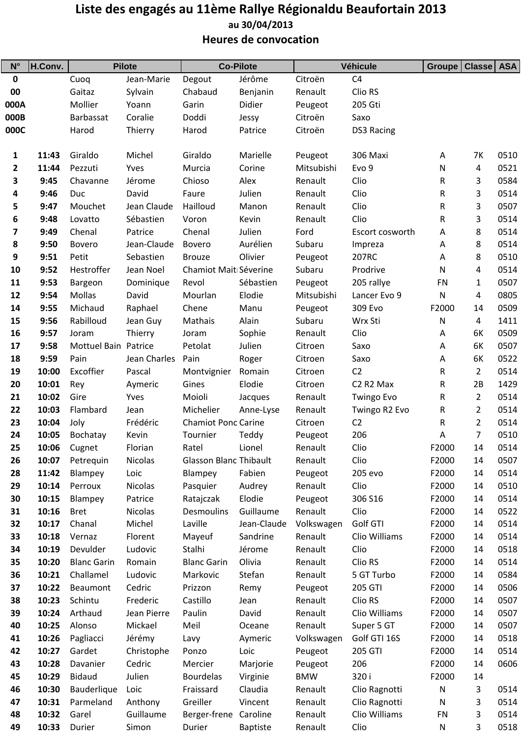# Liste des engagés au 11ème Rallye Régionaldu Beaufortain 2013

### au 30/04/2013

## Heures de convocation

| N° | H.Conv. | Pilote | | Co-Pilote | | Véhicule | | Groupe | Classe | ASA |
|---|---|---|---|---|---|---|---|---|---|---|
| 0 | | Cuoq | Jean-Marie | Degout | Jérôme | Citroën | C4 | | | |
| 00 | | Gaitaz | Sylvain | Chabaud | Benjanin | Renault | Clio RS | | | |
| 000A | | Mollier | Yoann | Garin | Didier | Peugeot | 205 Gti | | | |
| 000B | | Barbassat | Coralie | Doddi | Jessy | Citroën | Saxo | | | |
| 000C | | Harod | Thierry | Harod | Patrice | Citroën | DS3 Racing | | | |
| 1 | 11:43 | Giraldo | Michel | Giraldo | Marielle | Peugeot | 306 Maxi | A | 7K | 0510 |
| 2 | 11:44 | Pezzuti | Yves | Murcia | Corine | Mitsubishi | Evo 9 | N | 4 | 0521 |
| 3 | 9:45 | Chavanne | Jérome | Chioso | Alex | Renault | Clio | R | 3 | 0584 |
| 4 | 9:46 | Duc | David | Faure | Julien | Renault | Clio | R | 3 | 0514 |
| 5 | 9:47 | Mouchet | Jean Claude | Hailloud | Manon | Renault | Clio | R | 3 | 0507 |
| 6 | 9:48 | Lovatto | Sébastien | Voron | Kevin | Renault | Clio | R | 3 | 0514 |
| 7 | 9:49 | Chenal | Patrice | Chenal | Julien | Ford | Escort cosworth | A | 8 | 0514 |
| 8 | 9:50 | Bovero | Jean-Claude | Bovero | Aurélien | Subaru | Impreza | A | 8 | 0514 |
| 9 | 9:51 | Petit | Sebastien | Brouze | Olivier | Peugeot | 207RC | A | 8 | 0510 |
| 10 | 9:52 | Hestroffer | Jean Noel | Chamiot Maitı | Séverine | Subaru | Prodrive | N | 4 | 0514 |
| 11 | 9:53 | Bargeon | Dominique | Revol | Sébastien | Peugeot | 205 rallye | FN | 1 | 0507 |
| 12 | 9:54 | Mollas | David | Mourlan | Elodie | Mitsubishi | Lancer Evo 9 | N | 4 | 0805 |
| 14 | 9:55 | Michaud | Raphael | Chene | Manu | Peugeot | 309 Evo | F2000 | 14 | 0509 |
| 15 | 9:56 | Rabilloud | Jean Guy | Mathais | Alain | Subaru | Wrx Sti | N | 4 | 1411 |
| 16 | 9:57 | Joram | Thierry | Joram | Sophie | Renault | Clio | A | 6K | 0509 |
| 17 | 9:58 | Mottuel Bain | Patrice | Petolat | Julien | Citroen | Saxo | A | 6K | 0507 |
| 18 | 9:59 | Pain | Jean Charles | Pain | Roger | Citroen | Saxo | A | 6K | 0522 |
| 19 | 10:00 | Excoffier | Pascal | Montvignier | Romain | Citroen | C2 | R | 2 | 0514 |
| 20 | 10:01 | Rey | Aymeric | Gines | Elodie | Citroen | C2 R2 Max | R | 2B | 1429 |
| 21 | 10:02 | Gire | Yves | Moioli | Jacques | Renault | Twingo Evo | R | 2 | 0514 |
| 22 | 10:03 | Flambard | Jean | Michelier | Anne-Lyse | Renault | Twingo R2 Evo | R | 2 | 0514 |
| 23 | 10:04 | Joly | Frédéric | Chamiot Ponc | Carine | Citroen | C2 | R | 2 | 0514 |
| 24 | 10:05 | Bochatay | Kevin | Tournier | Teddy | Peugeot | 206 | A | 7 | 0510 |
| 25 | 10:06 | Cugnet | Florian | Ratel | Lionel | Renault | Clio | F2000 | 14 | 0514 |
| 26 | 10:07 | Petrequin | Nicolas | Glasson Blanc | Thibault | Renault | Clio | F2000 | 14 | 0507 |
| 28 | 11:42 | Blampey | Loic | Blampey | Fabien | Peugeot | 205 evo | F2000 | 14 | 0514 |
| 29 | 10:14 | Perroux | Nicolas | Pasquier | Audrey | Renault | Clio | F2000 | 14 | 0510 |
| 30 | 10:15 | Blampey | Patrice | Ratajczak | Elodie | Peugeot | 306 S16 | F2000 | 14 | 0514 |
| 31 | 10:16 | Bret | Nicolas | Desmoulins | Guillaume | Renault | Clio | F2000 | 14 | 0522 |
| 32 | 10:17 | Chanal | Michel | Laville | Jean-Claude | Volkswagen | Golf GTI | F2000 | 14 | 0514 |
| 33 | 10:18 | Vernaz | Florent | Mayeuf | Sandrine | Renault | Clio Williams | F2000 | 14 | 0514 |
| 34 | 10:19 | Devulder | Ludovic | Stalhi | Jérome | Renault | Clio | F2000 | 14 | 0518 |
| 35 | 10:20 | Blanc Garin | Romain | Blanc Garin | Olivia | Renault | Clio RS | F2000 | 14 | 0514 |
| 36 | 10:21 | Challamel | Ludovic | Markovic | Stefan | Renault | 5 GT Turbo | F2000 | 14 | 0584 |
| 37 | 10:22 | Beaumont | Cedric | Prizzon | Remy | Peugeot | 205 GTI | F2000 | 14 | 0506 |
| 38 | 10:23 | Schintu | Frederic | Castillo | Jean | Renault | Clio RS | F2000 | 14 | 0507 |
| 39 | 10:24 | Arthaud | Jean Pierre | Paulin | David | Renault | Clio Williams | F2000 | 14 | 0507 |
| 40 | 10:25 | Alonso | Mickael | Meil | Oceane | Renault | Super 5 GT | F2000 | 14 | 0507 |
| 41 | 10:26 | Pagliacci | Jérémy | Lavy | Aymeric | Volkswagen | Golf GTI 16S | F2000 | 14 | 0518 |
| 42 | 10:27 | Gardet | Christophe | Ponzo | Loic | Peugeot | 205 GTI | F2000 | 14 | 0514 |
| 43 | 10:28 | Davanier | Cedric | Mercier | Marjorie | Peugeot | 206 | F2000 | 14 | 0606 |
| 45 | 10:29 | Bidaud | Julien | Bourdelas | Virginie | BMW | 320 i | F2000 | 14 | |
| 46 | 10:30 | Bauderlique | Loic | Fraissard | Claudia | Renault | Clio Ragnotti | N | 3 | 0514 |
| 47 | 10:31 | Parmeland | Anthony | Greiller | Vincent | Renault | Clio Ragnotti | N | 3 | 0514 |
| 48 | 10:32 | Garel | Guillaume | Berger-frene | Caroline | Renault | Clio Williams | FN | 3 | 0514 |
| 49 | 10:33 | Durier | Simon | Durier | Baptiste | Renault | Clio | N | 3 | 0518 |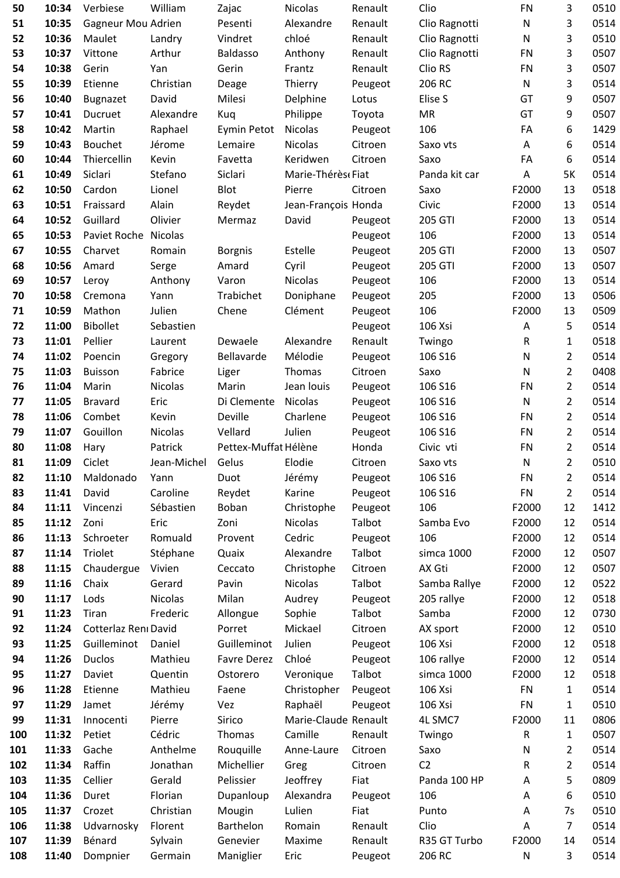| | | | | | | | | | | |
|---|---|---|---|---|---|---|---|---|---|---|
| 50 | 10:34 | Verbiese | William | Zajac | Nicolas | Renault | Clio | FN | 3 | 0510 |
| 51 | 10:35 | Gagneur Mou | Adrien | Pesenti | Alexandre | Renault | Clio Ragnotti | N | 3 | 0514 |
| 52 | 10:36 | Maulet | Landry | Vindret | chloé | Renault | Clio Ragnotti | N | 3 | 0510 |
| 53 | 10:37 | Vittone | Arthur | Baldasso | Anthony | Renault | Clio Ragnotti | FN | 3 | 0507 |
| 54 | 10:38 | Gerin | Yan | Gerin | Frantz | Renault | Clio RS | FN | 3 | 0507 |
| 55 | 10:39 | Etienne | Christian | Deage | Thierry | Peugeot | 206 RC | N | 3 | 0514 |
| 56 | 10:40 | Bugnazet | David | Milesi | Delphine | Lotus | Elise S | GT | 9 | 0507 |
| 57 | 10:41 | Ducruet | Alexandre | Kuq | Philippe | Toyota | MR | GT | 9 | 0507 |
| 58 | 10:42 | Martin | Raphael | Eymin Petot | Nicolas | Peugeot | 106 | FA | 6 | 1429 |
| 59 | 10:43 | Bouchet | Jérome | Lemaire | Nicolas | Citroen | Saxo vts | A | 6 | 0514 |
| 60 | 10:44 | Thiercellin | Kevin | Favetta | Keridwen | Citroen | Saxo | FA | 6 | 0514 |
| 61 | 10:49 | Siclari | Stefano | Siclari | Marie-Thérès | Fiat | Panda kit car | A | 5K | 0514 |
| 62 | 10:50 | Cardon | Lionel | Blot | Pierre | Citroen | Saxo | F2000 | 13 | 0518 |
| 63 | 10:51 | Fraissard | Alain | Reydet | Jean-François | Honda | Civic | F2000 | 13 | 0514 |
| 64 | 10:52 | Guillard | Olivier | Mermaz | David | Peugeot | 205 GTI | F2000 | 13 | 0514 |
| 65 | 10:53 | Paviet Roche | Nicolas | | | Peugeot | 106 | F2000 | 13 | 0514 |
| 67 | 10:55 | Charvet | Romain | Borgnis | Estelle | Peugeot | 205 GTI | F2000 | 13 | 0507 |
| 68 | 10:56 | Amard | Serge | Amard | Cyril | Peugeot | 205 GTI | F2000 | 13 | 0507 |
| 69 | 10:57 | Leroy | Anthony | Varon | Nicolas | Peugeot | 106 | F2000 | 13 | 0514 |
| 70 | 10:58 | Cremona | Yann | Trabichet | Doniphane | Peugeot | 205 | F2000 | 13 | 0506 |
| 71 | 10:59 | Mathon | Julien | Chene | Clément | Peugeot | 106 | F2000 | 13 | 0509 |
| 72 | 11:00 | Bibollet | Sebastien | | | Peugeot | 106 Xsi | A | 5 | 0514 |
| 73 | 11:01 | Pellier | Laurent | Dewaele | Alexandre | Renault | Twingo | R | 1 | 0518 |
| 74 | 11:02 | Poencin | Gregory | Bellavarde | Mélodie | Peugeot | 106 S16 | N | 2 | 0514 |
| 75 | 11:03 | Buisson | Fabrice | Liger | Thomas | Citroen | Saxo | N | 2 | 0408 |
| 76 | 11:04 | Marin | Nicolas | Marin | Jean louis | Peugeot | 106 S16 | FN | 2 | 0514 |
| 77 | 11:05 | Bravard | Eric | Di Clemente | Nicolas | Peugeot | 106 S16 | N | 2 | 0514 |
| 78 | 11:06 | Combet | Kevin | Deville | Charlene | Peugeot | 106 S16 | FN | 2 | 0514 |
| 79 | 11:07 | Gouillon | Nicolas | Vellard | Julien | Peugeot | 106 S16 | FN | 2 | 0514 |
| 80 | 11:08 | Hary | Patrick | Pettex-Muffat | Hélène | Honda | Civic vti | FN | 2 | 0514 |
| 81 | 11:09 | Ciclet | Jean-Michel | Gelus | Elodie | Citroen | Saxo vts | N | 2 | 0510 |
| 82 | 11:10 | Maldonado | Yann | Duot | Jérémy | Peugeot | 106 S16 | FN | 2 | 0514 |
| 83 | 11:41 | David | Caroline | Reydet | Karine | Peugeot | 106 S16 | FN | 2 | 0514 |
| 84 | 11:11 | Vincenzi | Sébastien | Boban | Christophe | Peugeot | 106 | F2000 | 12 | 1412 |
| 85 | 11:12 | Zoni | Eric | Zoni | Nicolas | Talbot | Samba Evo | F2000 | 12 | 0514 |
| 86 | 11:13 | Schroeter | Romuald | Provent | Cedric | Peugeot | 106 | F2000 | 12 | 0514 |
| 87 | 11:14 | Triolet | Stéphane | Quaix | Alexandre | Talbot | simca 1000 | F2000 | 12 | 0507 |
| 88 | 11:15 | Chaudergue | Vivien | Ceccato | Christophe | Citroen | AX Gti | F2000 | 12 | 0507 |
| 89 | 11:16 | Chaix | Gerard | Pavin | Nicolas | Talbot | Samba Rallye | F2000 | 12 | 0522 |
| 90 | 11:17 | Lods | Nicolas | Milan | Audrey | Peugeot | 205 rallye | F2000 | 12 | 0518 |
| 91 | 11:23 | Tiran | Frederic | Allongue | Sophie | Talbot | Samba | F2000 | 12 | 0730 |
| 92 | 11:24 | Cotterlaz Ren | David | Porret | Mickael | Citroen | AX sport | F2000 | 12 | 0510 |
| 93 | 11:25 | Guilleminot | Daniel | Guilleminot | Julien | Peugeot | 106 Xsi | F2000 | 12 | 0518 |
| 94 | 11:26 | Duclos | Mathieu | Favre Derez | Chloé | Peugeot | 106 rallye | F2000 | 12 | 0514 |
| 95 | 11:27 | Daviet | Quentin | Ostorero | Veronique | Talbot | simca 1000 | F2000 | 12 | 0518 |
| 96 | 11:28 | Etienne | Mathieu | Faene | Christopher | Peugeot | 106 Xsi | FN | 1 | 0514 |
| 97 | 11:29 | Jamet | Jérémy | Vez | Raphaël | Peugeot | 106 Xsi | FN | 1 | 0510 |
| 99 | 11:31 | Innocenti | Pierre | Sirico | Marie-Claude | Renault | 4L SMC7 | F2000 | 11 | 0806 |
| 100 | 11:32 | Petiet | Cédric | Thomas | Camille | Renault | Twingo | R | 1 | 0507 |
| 101 | 11:33 | Gache | Anthelme | Rouquille | Anne-Laure | Citroen | Saxo | N | 2 | 0514 |
| 102 | 11:34 | Raffin | Jonathan | Michellier | Greg | Citroen | C2 | R | 2 | 0514 |
| 103 | 11:35 | Cellier | Gerald | Pelissier | Jeoffrey | Fiat | Panda 100 HP | A | 5 | 0809 |
| 104 | 11:36 | Duret | Florian | Dupanloup | Alexandra | Peugeot | 106 | A | 6 | 0510 |
| 105 | 11:37 | Crozet | Christian | Mougin | Lulien | Fiat | Punto | A | 7s | 0510 |
| 106 | 11:38 | Udvarnosky | Florent | Barthelon | Romain | Renault | Clio | A | 7 | 0514 |
| 107 | 11:39 | Bénard | Sylvain | Genevier | Maxime | Renault | R35 GT Turbo | F2000 | 14 | 0514 |
| 108 | 11:40 | Dompnier | Germain | Maniglier | Eric | Peugeot | 206 RC | N | 3 | 0514 |